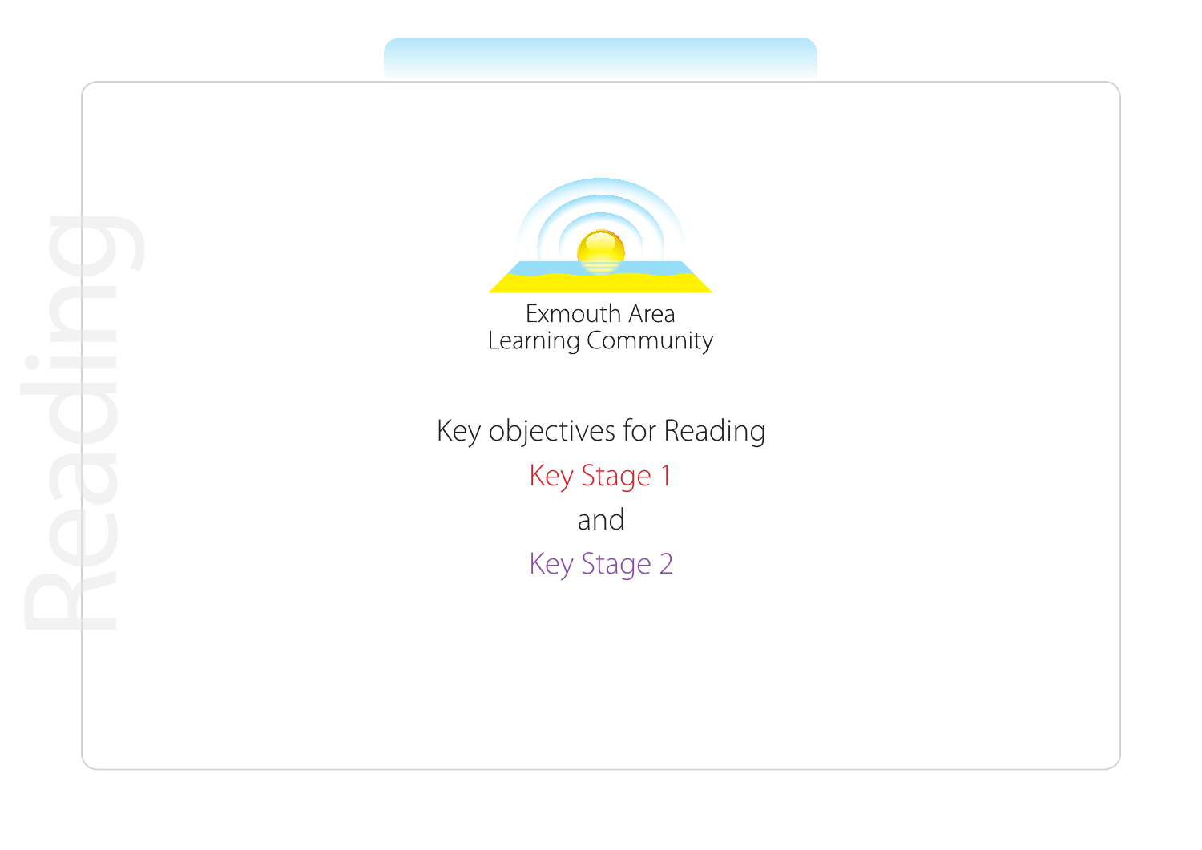Reading

Exmouth Area
Learning Community

# Key objectives for Reading

## Key Stage 1

and

## Key Stage 2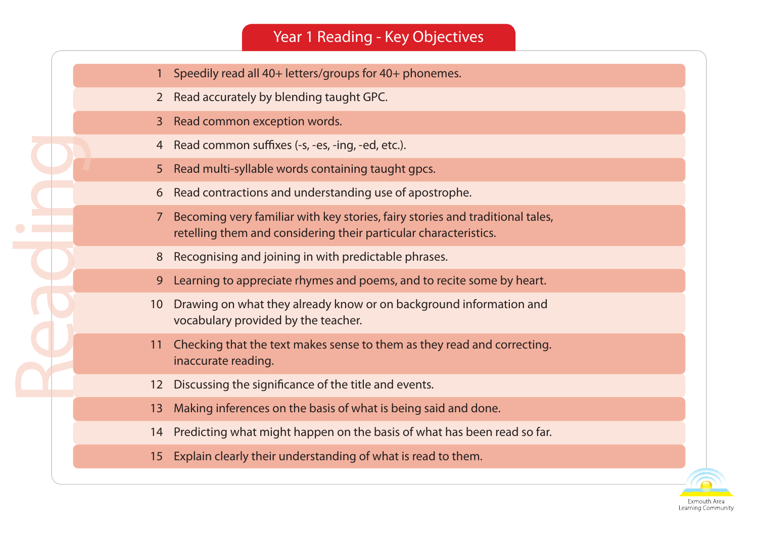# Year 1 Reading - Key Objectives

Reading

1. Speedily read all 40+ letters/groups for 40+ phonemes.
2. Read accurately by blending taught GPC.
3. Read common exception words.
4. Read common suffixes (-s, -es, -ing, -ed, etc.).
5. Read multi-syllable words containing taught gpcs.
6. Read contractions and understanding use of apostrophe.
7. Becoming very familiar with key stories, fairy stories and traditional tales, retelling them and considering their particular characteristics.
8. Recognising and joining in with predictable phrases.
9. Learning to appreciate rhymes and poems, and to recite some by heart.
10. Drawing on what they already know or on background information and vocabulary provided by the teacher.
11. Checking that the text makes sense to them as they read and correcting. inaccurate reading.
12. Discussing the significance of the title and events.
13. Making inferences on the basis of what is being said and done.
14. Predicting what might happen on the basis of what has been read so far.
15. Explain clearly their understanding of what is read to them.

Exmouth Area Learning Community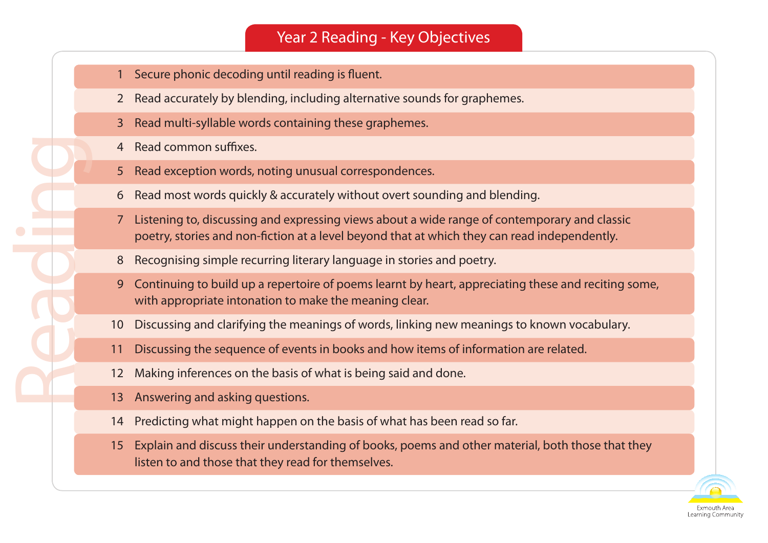# Year 2 Reading - Key Objectives

Reading

1. Secure phonic decoding until reading is fluent.
2. Read accurately by blending, including alternative sounds for graphemes.
3. Read multi-syllable words containing these graphemes.
4. Read common suffixes.
5. Read exception words, noting unusual correspondences.
6. Read most words quickly & accurately without overt sounding and blending.
7. Listening to, discussing and expressing views about a wide range of contemporary and classic poetry, stories and non-fiction at a level beyond that at which they can read independently.
8. Recognising simple recurring literary language in stories and poetry.
9. Continuing to build up a repertoire of poems learnt by heart, appreciating these and reciting some, with appropriate intonation to make the meaning clear.
10. Discussing and clarifying the meanings of words, linking new meanings to known vocabulary.
11. Discussing the sequence of events in books and how items of information are related.
12. Making inferences on the basis of what is being said and done.
13. Answering and asking questions.
14. Predicting what might happen on the basis of what has been read so far.
15. Explain and discuss their understanding of books, poems and other material, both those that they listen to and those that they read for themselves.

Exmouth Area Learning Community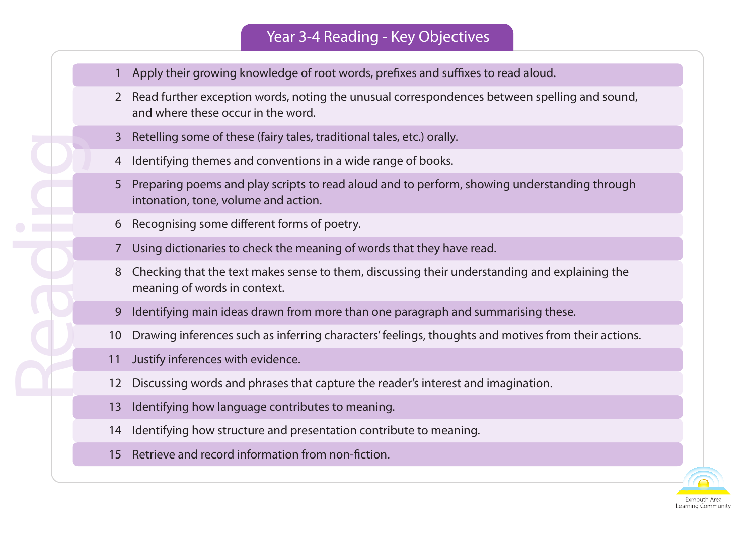# Year 3-4 Reading - Key Objectives

1. Apply their growing knowledge of root words, prefixes and suffixes to read aloud.
2. Read further exception words, noting the unusual correspondences between spelling and sound, and where these occur in the word.
3. Retelling some of these (fairy tales, traditional tales, etc.) orally.
4. Identifying themes and conventions in a wide range of books.
5. Preparing poems and play scripts to read aloud and to perform, showing understanding through intonation, tone, volume and action.
6. Recognising some different forms of poetry.
7. Using dictionaries to check the meaning of words that they have read.
8. Checking that the text makes sense to them, discussing their understanding and explaining the meaning of words in context.
9. Identifying main ideas drawn from more than one paragraph and summarising these.
10. Drawing inferences such as inferring characters' feelings, thoughts and motives from their actions.
11. Justify inferences with evidence.
12. Discussing words and phrases that capture the reader's interest and imagination.
13. Identifying how language contributes to meaning.
14. Identifying how structure and presentation contribute to meaning.
15. Retrieve and record information from non-fiction.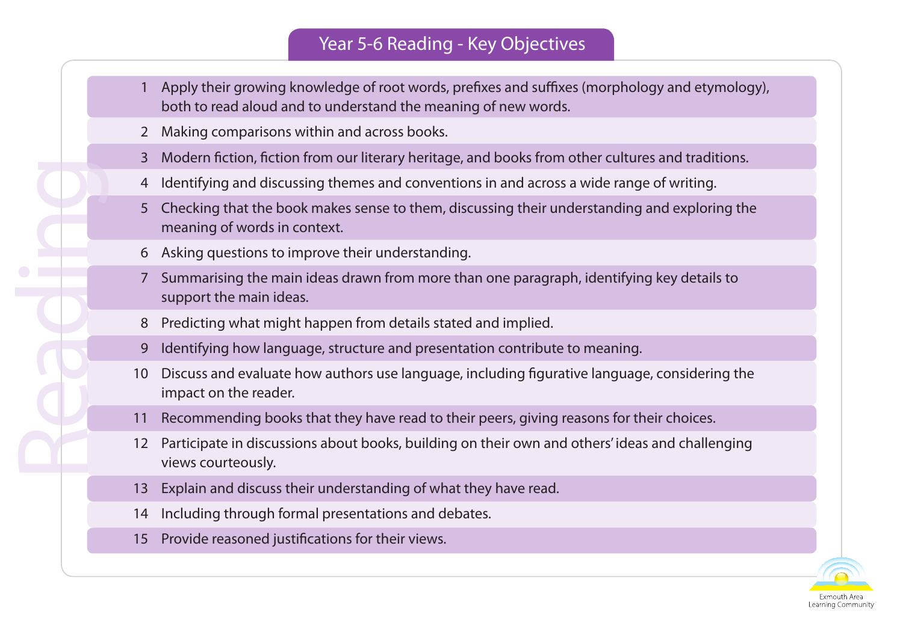# Year 5-6 Reading - Key Objectives

Reading

| | |
|---|---|
| 1 | Apply their growing knowledge of root words, prefixes and suffixes (morphology and etymology), both to read aloud and to understand the meaning of new words. |
| 2 | Making comparisons within and across books. |
| 3 | Modern fiction, fiction from our literary heritage, and books from other cultures and traditions. |
| 4 | Identifying and discussing themes and conventions in and across a wide range of writing. |
| 5 | Checking that the book makes sense to them, discussing their understanding and exploring the meaning of words in context. |
| 6 | Asking questions to improve their understanding. |
| 7 | Summarising the main ideas drawn from more than one paragraph, identifying key details to support the main ideas. |
| 8 | Predicting what might happen from details stated and implied. |
| 9 | Identifying how language, structure and presentation contribute to meaning. |
| 10 | Discuss and evaluate how authors use language, including figurative language, considering the impact on the reader. |
| 11 | Recommending books that they have read to their peers, giving reasons for their choices. |
| 12 | Participate in discussions about books, building on their own and others' ideas and challenging views courteously. |
| 13 | Explain and discuss their understanding of what they have read. |
| 14 | Including through formal presentations and debates. |
| 15 | Provide reasoned justifications for their views. |

Exmouth Area Learning Community